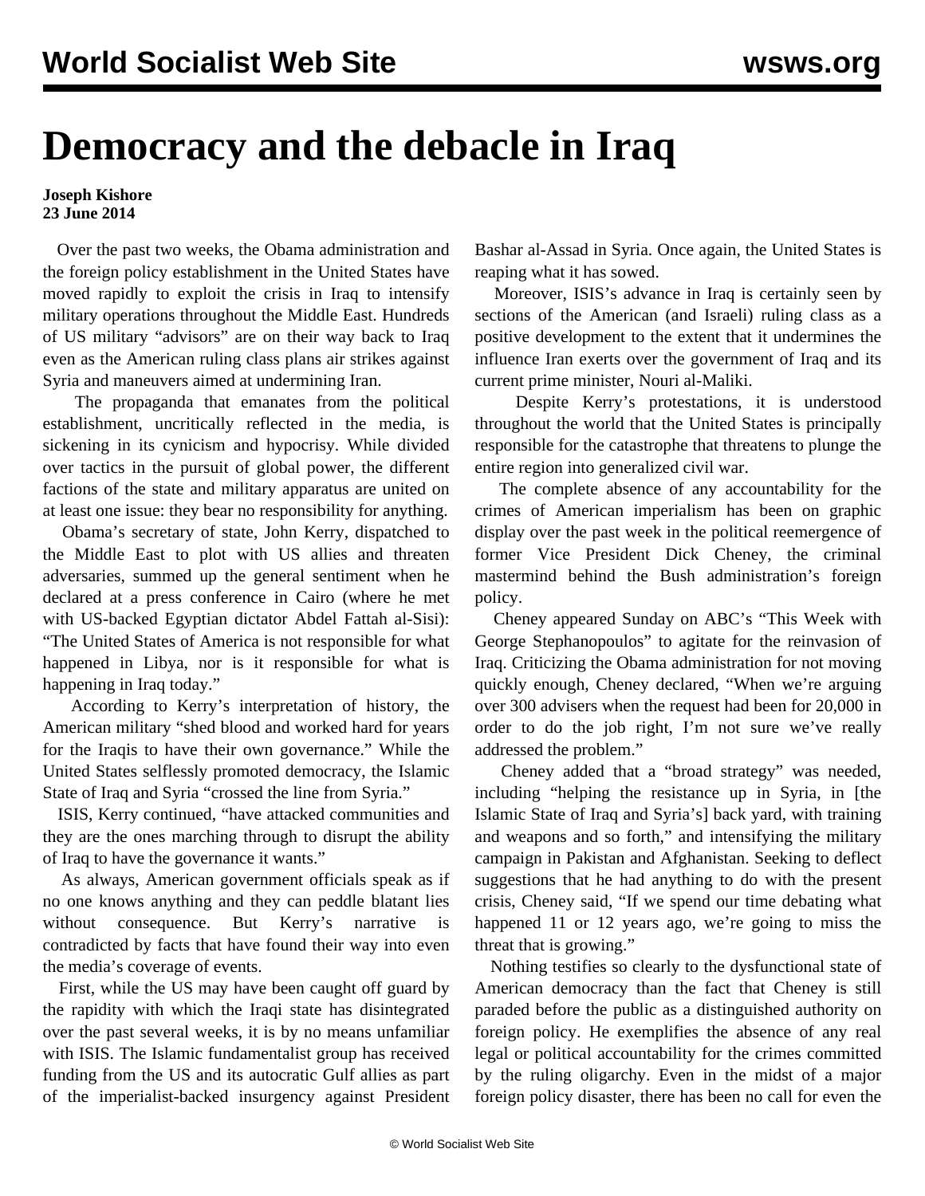# Democracy and the debacle in Iraq

**Joseph Kishore**
**23 June 2014**

Over the past two weeks, the Obama administration and the foreign policy establishment in the United States have moved rapidly to exploit the crisis in Iraq to intensify military operations throughout the Middle East. Hundreds of US military "advisors" are on their way back to Iraq even as the American ruling class plans air strikes against Syria and maneuvers aimed at undermining Iran.

The propaganda that emanates from the political establishment, uncritically reflected in the media, is sickening in its cynicism and hypocrisy. While divided over tactics in the pursuit of global power, the different factions of the state and military apparatus are united on at least one issue: they bear no responsibility for anything.

Obama's secretary of state, John Kerry, dispatched to the Middle East to plot with US allies and threaten adversaries, summed up the general sentiment when he declared at a press conference in Cairo (where he met with US-backed Egyptian dictator Abdel Fattah al-Sisi): "The United States of America is not responsible for what happened in Libya, nor is it responsible for what is happening in Iraq today."

According to Kerry's interpretation of history, the American military "shed blood and worked hard for years for the Iraqis to have their own governance." While the United States selflessly promoted democracy, the Islamic State of Iraq and Syria "crossed the line from Syria."

ISIS, Kerry continued, "have attacked communities and they are the ones marching through to disrupt the ability of Iraq to have the governance it wants."

As always, American government officials speak as if no one knows anything and they can peddle blatant lies without consequence. But Kerry's narrative is contradicted by facts that have found their way into even the media's coverage of events.

First, while the US may have been caught off guard by the rapidity with which the Iraqi state has disintegrated over the past several weeks, it is by no means unfamiliar with ISIS. The Islamic fundamentalist group has received funding from the US and its autocratic Gulf allies as part of the imperialist-backed insurgency against President Bashar al-Assad in Syria. Once again, the United States is reaping what it has sowed.

Moreover, ISIS's advance in Iraq is certainly seen by sections of the American (and Israeli) ruling class as a positive development to the extent that it undermines the influence Iran exerts over the government of Iraq and its current prime minister, Nouri al-Maliki.

Despite Kerry's protestations, it is understood throughout the world that the United States is principally responsible for the catastrophe that threatens to plunge the entire region into generalized civil war.

The complete absence of any accountability for the crimes of American imperialism has been on graphic display over the past week in the political reemergence of former Vice President Dick Cheney, the criminal mastermind behind the Bush administration's foreign policy.

Cheney appeared Sunday on ABC's "This Week with George Stephanopoulos" to agitate for the reinvasion of Iraq. Criticizing the Obama administration for not moving quickly enough, Cheney declared, "When we're arguing over 300 advisers when the request had been for 20,000 in order to do the job right, I'm not sure we've really addressed the problem."

Cheney added that a "broad strategy" was needed, including "helping the resistance up in Syria, in [the Islamic State of Iraq and Syria's] back yard, with training and weapons and so forth," and intensifying the military campaign in Pakistan and Afghanistan. Seeking to deflect suggestions that he had anything to do with the present crisis, Cheney said, "If we spend our time debating what happened 11 or 12 years ago, we're going to miss the threat that is growing."

Nothing testifies so clearly to the dysfunctional state of American democracy than the fact that Cheney is still paraded before the public as a distinguished authority on foreign policy. He exemplifies the absence of any real legal or political accountability for the crimes committed by the ruling oligarchy. Even in the midst of a major foreign policy disaster, there has been no call for even the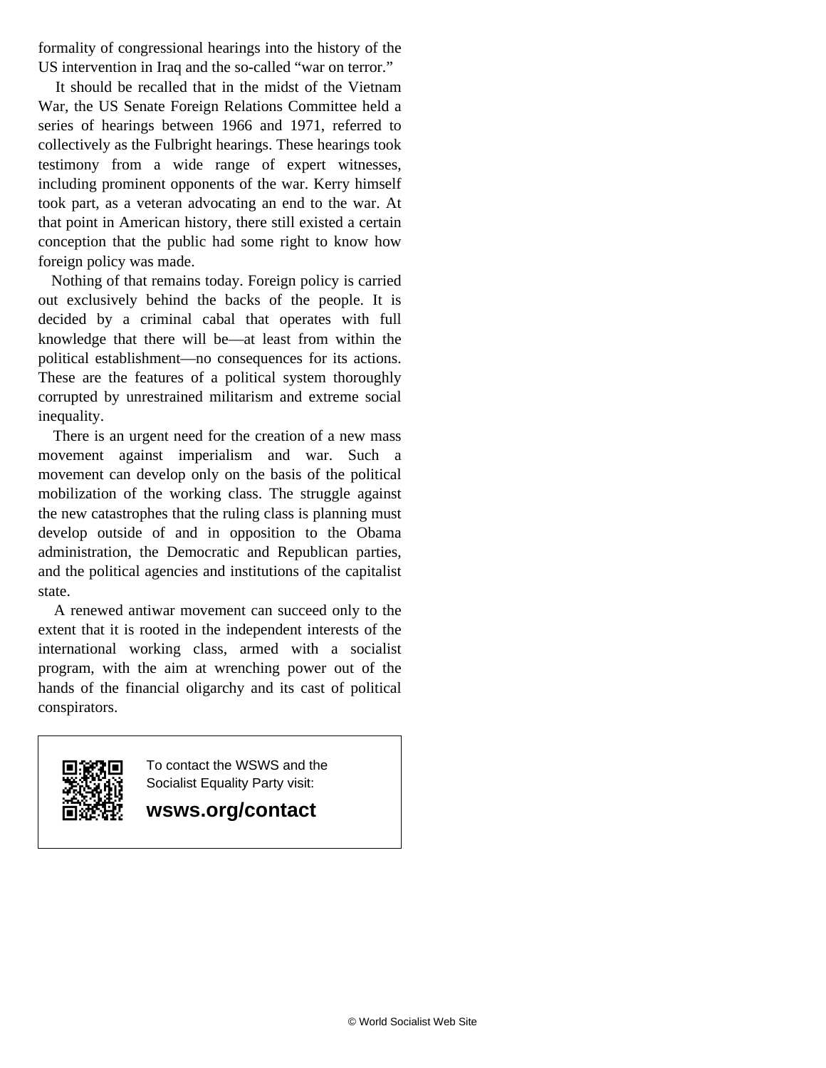formality of congressional hearings into the history of the US intervention in Iraq and the so-called "war on terror."

It should be recalled that in the midst of the Vietnam War, the US Senate Foreign Relations Committee held a series of hearings between 1966 and 1971, referred to collectively as the Fulbright hearings. These hearings took testimony from a wide range of expert witnesses, including prominent opponents of the war. Kerry himself took part, as a veteran advocating an end to the war. At that point in American history, there still existed a certain conception that the public had some right to know how foreign policy was made.

Nothing of that remains today. Foreign policy is carried out exclusively behind the backs of the people. It is decided by a criminal cabal that operates with full knowledge that there will be—at least from within the political establishment—no consequences for its actions. These are the features of a political system thoroughly corrupted by unrestrained militarism and extreme social inequality.

There is an urgent need for the creation of a new mass movement against imperialism and war. Such a movement can develop only on the basis of the political mobilization of the working class. The struggle against the new catastrophes that the ruling class is planning must develop outside of and in opposition to the Obama administration, the Democratic and Republican parties, and the political agencies and institutions of the capitalist state.

A renewed antiwar movement can succeed only to the extent that it is rooted in the independent interests of the international working class, armed with a socialist program, with the aim at wrenching power out of the hands of the financial oligarchy and its cast of political conspirators.

To contact the WSWS and the Socialist Equality Party visit:

**wsws.org/contact**